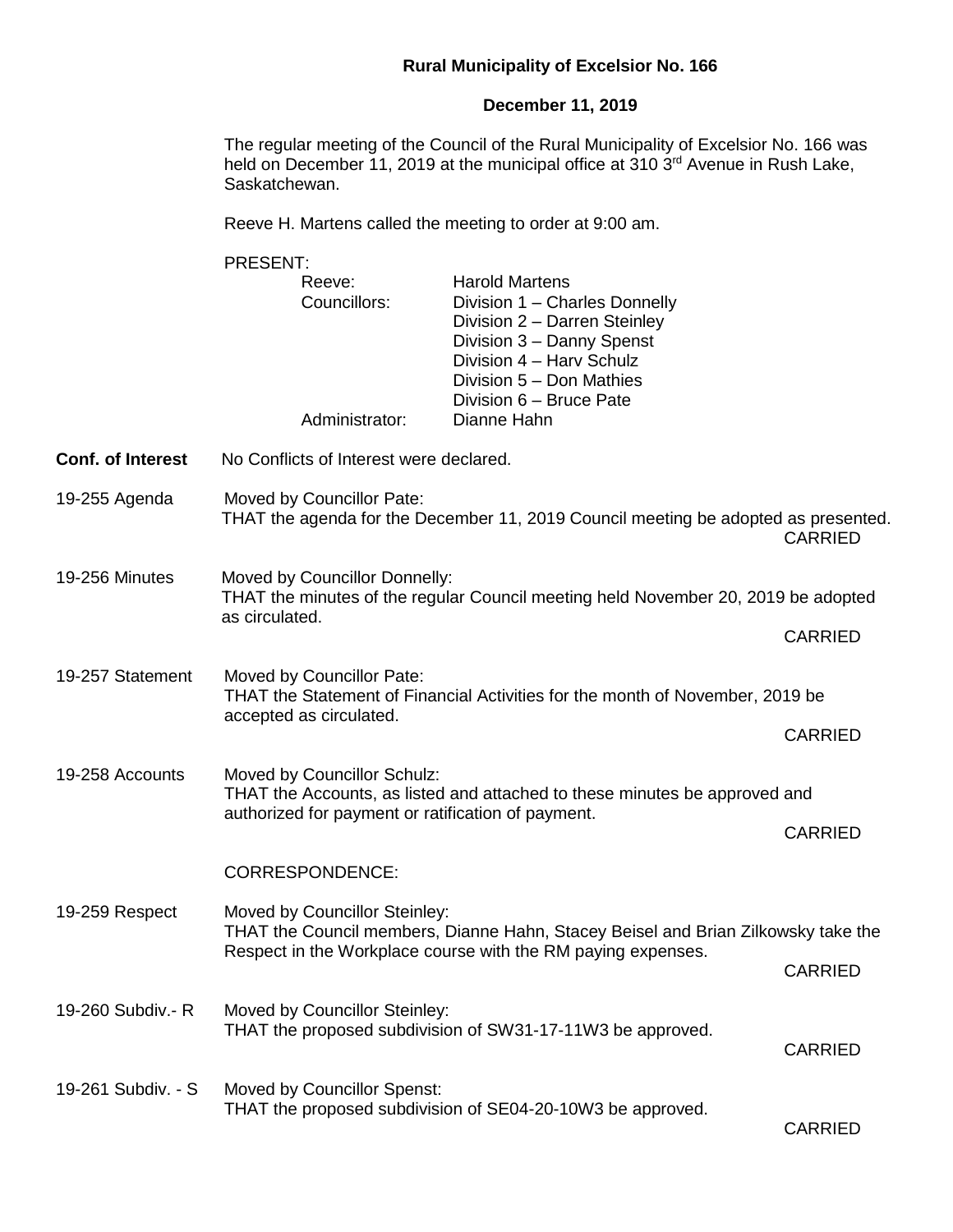# Rural Municipality of Excelsior No. 166

## December 11, 2019

The regular meeting of the Council of the Rural Municipality of Excelsior No. 166 was held on December 11, 2019 at the municipal office at 310 3rd Avenue in Rush Lake, Saskatchewan.

Reeve H. Martens called the meeting to order at 9:00 am.

PRESENT:

| | |
|---|---|
| Reeve: | Harold Martens |
| Councillors: | Division 1 – Charles Donnelly |
| | Division 2 – Darren Steinley |
| | Division 3 – Danny Spenst |
| | Division 4 – Harv Schulz |
| | Division 5 – Don Mathies |
| | Division 6 – Bruce Pate |
| Administrator: | Dianne Hahn |

**Conf. of Interest** No Conflicts of Interest were declared.

**19-255 Agenda** Moved by Councillor Pate:
THAT the agenda for the December 11, 2019 Council meeting be adopted as presented.
CARRIED

**19-256 Minutes** Moved by Councillor Donnelly:
THAT the minutes of the regular Council meeting held November 20, 2019 be adopted as circulated.
CARRIED

**19-257 Statement** Moved by Councillor Pate:
THAT the Statement of Financial Activities for the month of November, 2019 be accepted as circulated.
CARRIED

**19-258 Accounts** Moved by Councillor Schulz:
THAT the Accounts, as listed and attached to these minutes be approved and authorized for payment or ratification of payment.
CARRIED

CORRESPONDENCE:

**19-259 Respect** Moved by Councillor Steinley:
THAT the Council members, Dianne Hahn, Stacey Beisel and Brian Zilkowsky take the Respect in the Workplace course with the RM paying expenses.
CARRIED

**19-260 Subdiv.- R** Moved by Councillor Steinley:
THAT the proposed subdivision of SW31-17-11W3 be approved.
CARRIED

**19-261 Subdiv. - S** Moved by Councillor Spenst:
THAT the proposed subdivision of SE04-20-10W3 be approved.
CARRIED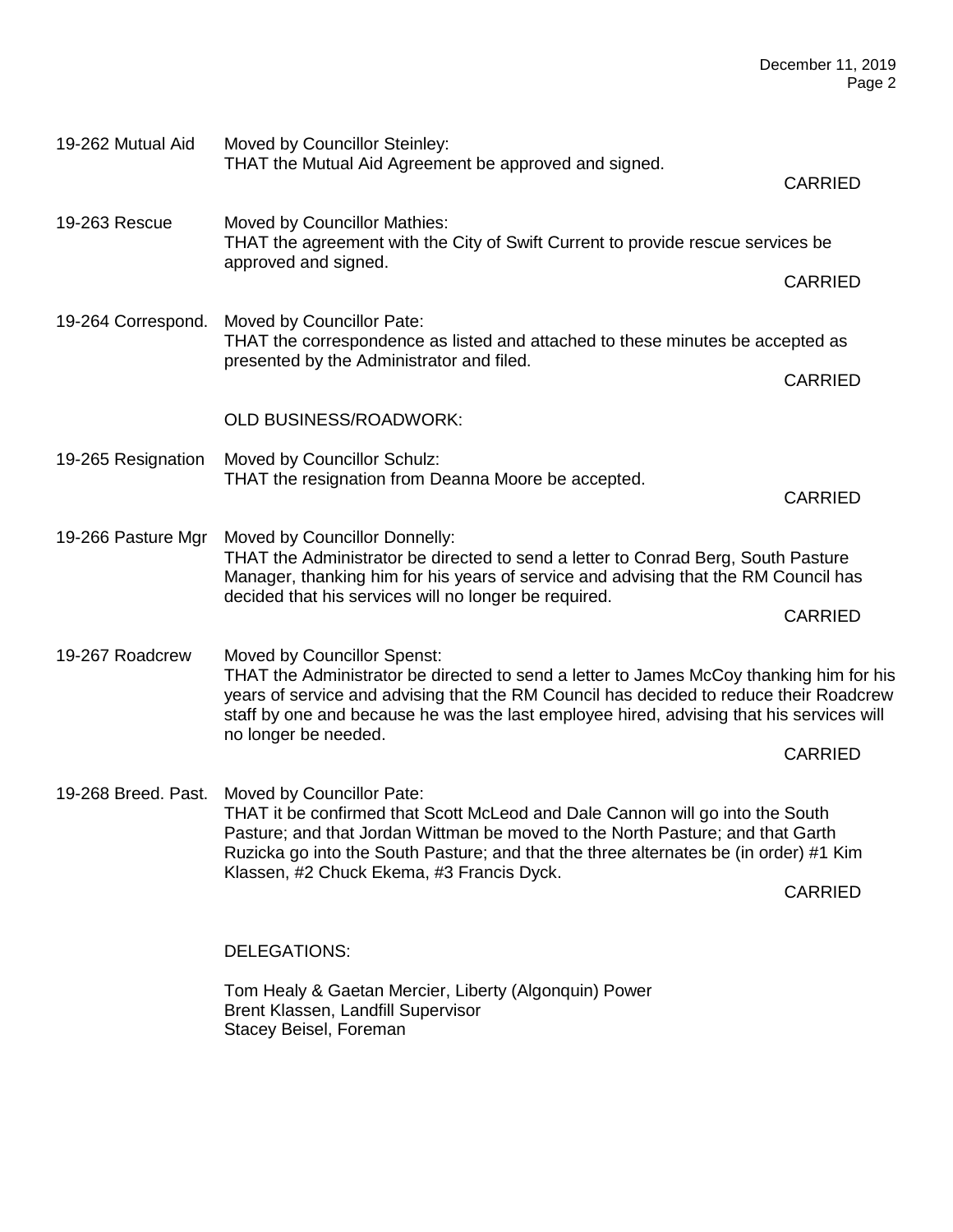19-262 Mutual Aid — Moved by Councillor Steinley:
THAT the Mutual Aid Agreement be approved and signed.

CARRIED

19-263 Rescue — Moved by Councillor Mathies:
THAT the agreement with the City of Swift Current to provide rescue services be approved and signed.

CARRIED

19-264 Correspond. — Moved by Councillor Pate:
THAT the correspondence as listed and attached to these minutes be accepted as presented by the Administrator and filed.

CARRIED

OLD BUSINESS/ROADWORK:

19-265 Resignation — Moved by Councillor Schulz:
THAT the resignation from Deanna Moore be accepted.

CARRIED

19-266 Pasture Mgr — Moved by Councillor Donnelly:
THAT the Administrator be directed to send a letter to Conrad Berg, South Pasture Manager, thanking him for his years of service and advising that the RM Council has decided that his services will no longer be required.

CARRIED

19-267 Roadcrew — Moved by Councillor Spenst:
THAT the Administrator be directed to send a letter to James McCoy thanking him for his years of service and advising that the RM Council has decided to reduce their Roadcrew staff by one and because he was the last employee hired, advising that his services will no longer be needed.

CARRIED

19-268 Breed. Past. — Moved by Councillor Pate:
THAT it be confirmed that Scott McLeod and Dale Cannon will go into the South Pasture; and that Jordan Wittman be moved to the North Pasture; and that Garth Ruzicka go into the South Pasture; and that the three alternates be (in order) #1 Kim Klassen, #2 Chuck Ekema, #3 Francis Dyck.

CARRIED

DELEGATIONS:

Tom Healy & Gaetan Mercier, Liberty (Algonquin) Power
Brent Klassen, Landfill Supervisor
Stacey Beisel, Foreman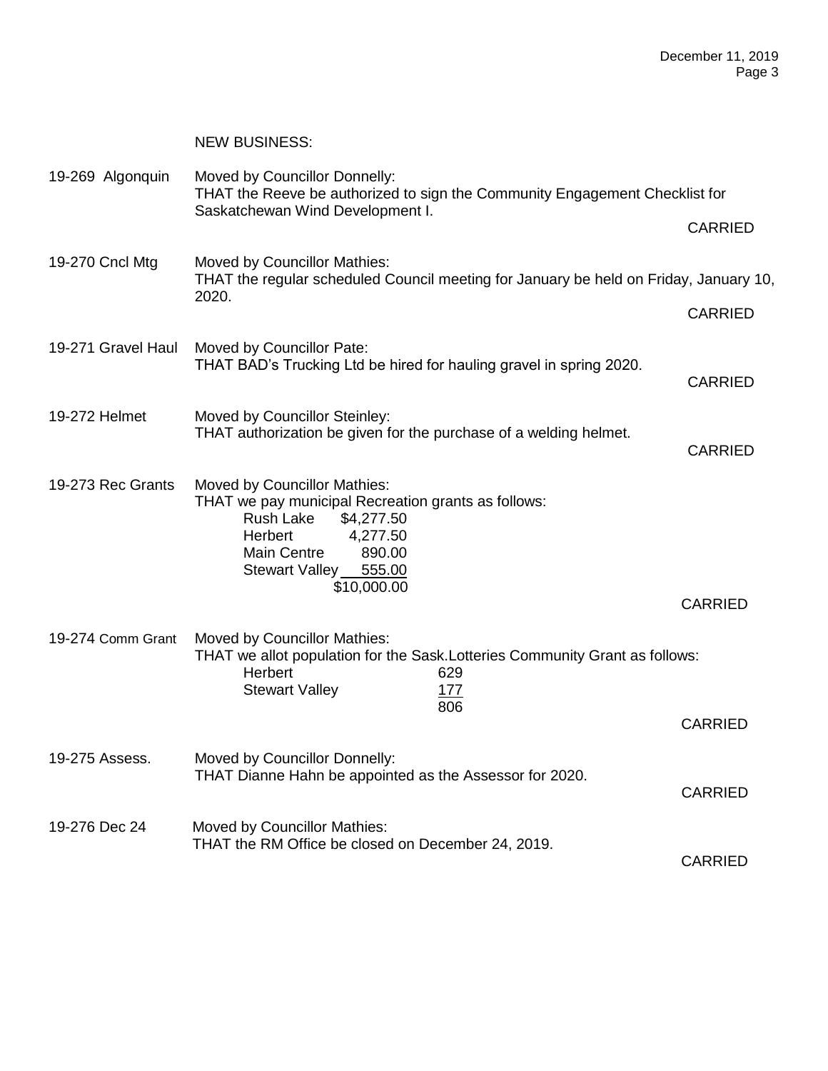NEW BUSINESS:

19-269 Algonquin — Moved by Councillor Donnelly:
THAT the Reeve be authorized to sign the Community Engagement Checklist for Saskatchewan Wind Development I.

CARRIED

19-270 Cncl Mtg — Moved by Councillor Mathies:
THAT the regular scheduled Council meeting for January be held on Friday, January 10, 2020.

CARRIED

19-271 Gravel Haul — Moved by Councillor Pate:
THAT BAD's Trucking Ltd be hired for hauling gravel in spring 2020.

CARRIED

19-272 Helmet — Moved by Councillor Steinley:
THAT authorization be given for the purchase of a welding helmet.

CARRIED

19-273 Rec Grants — Moved by Councillor Mathies:
THAT we pay municipal Recreation grants as follows:

| | |
|---|---|
| Rush Lake | $4,277.50 |
| Herbert | 4,277.50 |
| Main Centre | 890.00 |
| Stewart Valley | 555.00 |
| | $10,000.00 |

CARRIED

19-274 Comm Grant — Moved by Councillor Mathies:
THAT we allot population for the Sask.Lotteries Community Grant as follows:

| | |
|---|---|
| Herbert | 629 |
| Stewart Valley | 177 |
| | 806 |

CARRIED

19-275 Assess. — Moved by Councillor Donnelly:
THAT Dianne Hahn be appointed as the Assessor for 2020.

CARRIED

19-276 Dec 24 — Moved by Councillor Mathies:
THAT the RM Office be closed on December 24, 2019.

CARRIED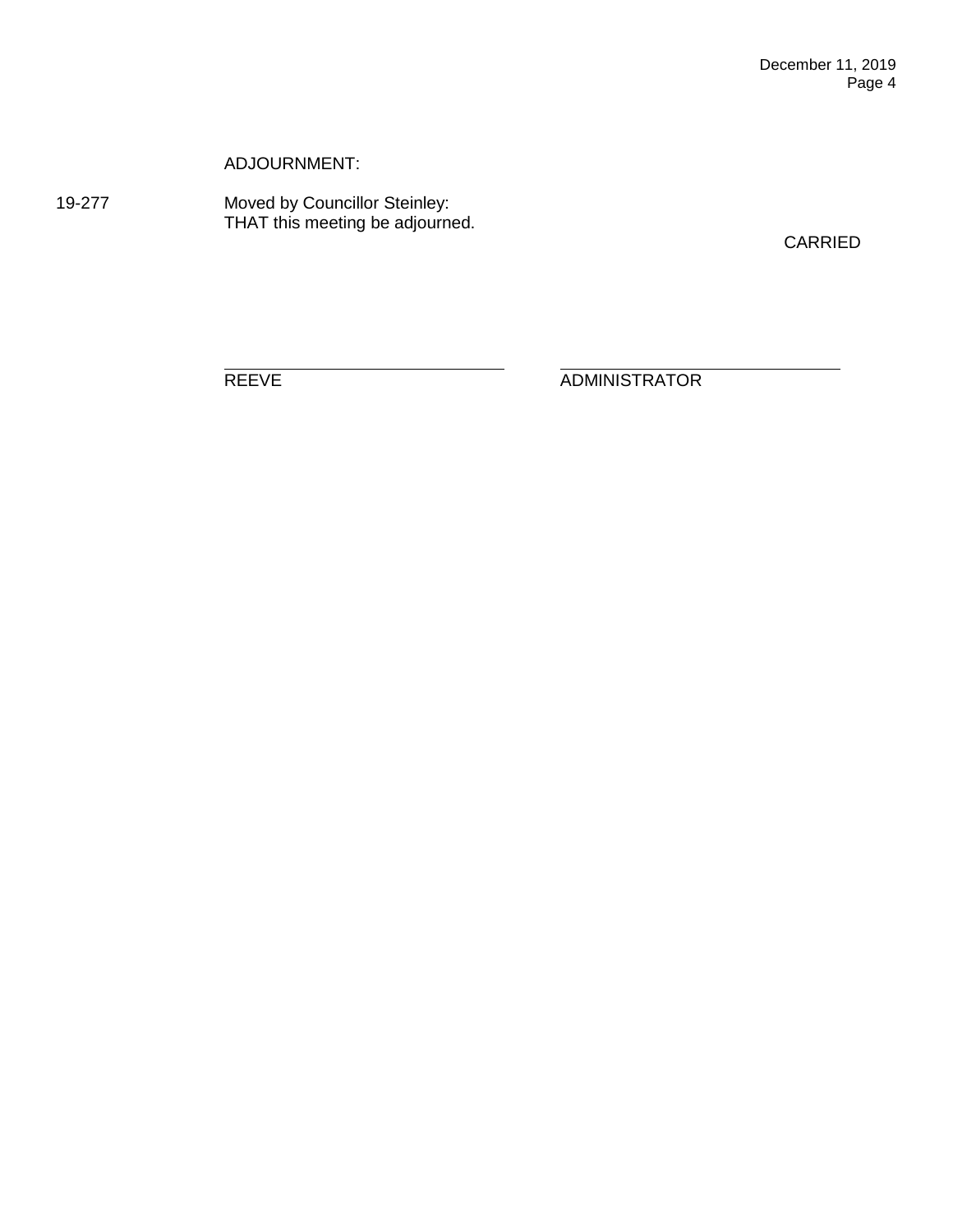ADJOURNMENT:

19-277 Moved by Councillor Steinley:
THAT this meeting be adjourned.

CARRIED

\_\_\_\_\_\_\_\_\_\_\_\_\_\_\_\_\_\_\_\_\_\_\_\_\_\_\_\_\_\_
REEVE

\_\_\_\_\_\_\_\_\_\_\_\_\_\_\_\_\_\_\_\_\_\_\_\_\_\_\_\_\_\_
ADMINISTRATOR